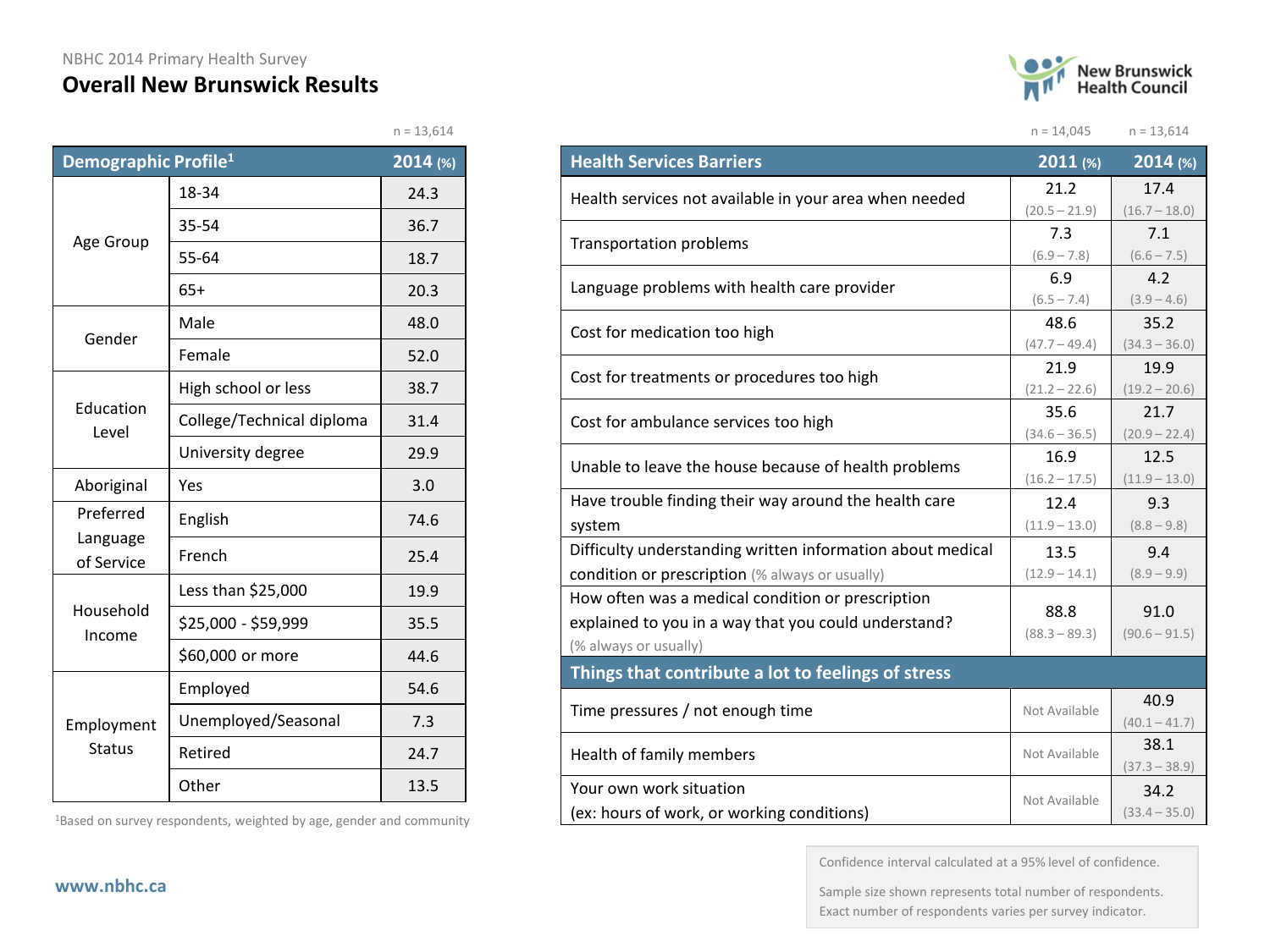NBHC 2014 Primary Health Survey

# Overall New Brunswick Results

n = 13,614

| Demographic Profile[1] | | 2014 (%) |
|---|---|---|
| Age Group | 18-34 | 24.3 |
| | 35-54 | 36.7 |
| | 55-64 | 18.7 |
| | 65+ | 20.3 |
| Gender | Male | 48.0 |
| | Female | 52.0 |
| Education Level | High school or less | 38.7 |
| | College/Technical diploma | 31.4 |
| | University degree | 29.9 |
| Aboriginal | Yes | 3.0 |
| Preferred Language of Service | English | 74.6 |
| | French | 25.4 |
| Household Income | Less than $25,000 | 19.9 |
| | $25,000 - $59,999 | 35.5 |
| | $60,000 or more | 44.6 |
| Employment Status | Employed | 54.6 |
| | Unemployed/Seasonal | 7.3 |
| | Retired | 24.7 |
| | Other | 13.5 |

[1]Based on survey respondents, weighted by age, gender and community

| Health Services Barriers | 2011 (%) n = 14,045 | 2014 (%) n = 13,614 |
|---|---|---|
| Health services not available in your area when needed | 21.2 (20.5 – 21.9) | 17.4 (16.7 – 18.0) |
| Transportation problems | 7.3 (6.9 – 7.8) | 7.1 (6.6 – 7.5) |
| Language problems with health care provider | 6.9 (6.5 – 7.4) | 4.2 (3.9 – 4.6) |
| Cost for medication too high | 48.6 (47.7 – 49.4) | 35.2 (34.3 – 36.0) |
| Cost for treatments or procedures too high | 21.9 (21.2 – 22.6) | 19.9 (19.2 – 20.6) |
| Cost for ambulance services too high | 35.6 (34.6 – 36.5) | 21.7 (20.9 – 22.4) |
| Unable to leave the house because of health problems | 16.9 (16.2 – 17.5) | 12.5 (11.9 – 13.0) |
| Have trouble finding their way around the health care system | 12.4 (11.9 – 13.0) | 9.3 (8.8 – 9.8) |
| Difficulty understanding written information about medical condition or prescription (% always or usually) | 13.5 (12.9 – 14.1) | 9.4 (8.9 – 9.9) |
| How often was a medical condition or prescription explained to you in a way that you could understand? (% always or usually) | 88.8 (88.3 – 89.3) | 91.0 (90.6 – 91.5) |
| **Things that contribute a lot to feelings of stress** | | |
| Time pressures / not enough time | Not Available | 40.9 (40.1 – 41.7) |
| Health of family members | Not Available | 38.1 (37.3 – 38.9) |
| Your own work situation (ex: hours of work, or working conditions) | Not Available | 34.2 (33.4 – 35.0) |

Confidence interval calculated at a 95% level of confidence.

Sample size shown represents total number of respondents. Exact number of respondents varies per survey indicator.

www.nbhc.ca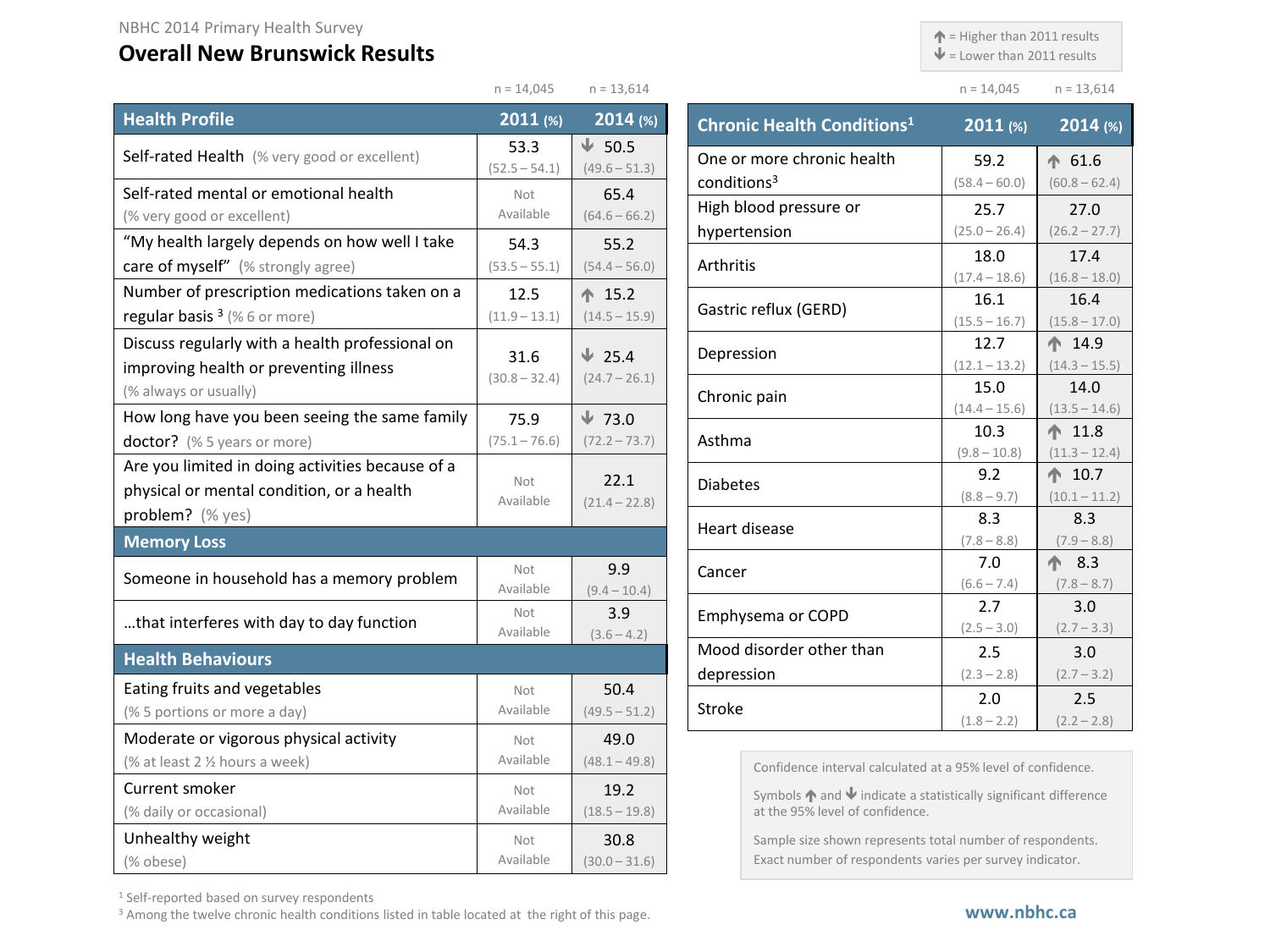NBHC 2014 Primary Health Survey

# Overall New Brunswick Results

↑ = Higher than 2011 results
↓ = Lower than 2011 results

| Health Profile | 2011 (%) n = 14,045 | 2014 (%) n = 13,614 |
|---|---|---|
| Self-rated Health (% very good or excellent) | 53.3 (52.5 – 54.1) | ↓ 50.5 (49.6 – 51.3) |
| Self-rated mental or emotional health (% very good or excellent) | Not Available | 65.4 (64.6 – 66.2) |
| "My health largely depends on how well I take care of myself" (% strongly agree) | 54.3 (53.5 – 55.1) | 55.2 (54.4 – 56.0) |
| Number of prescription medications taken on a regular basis [3] (% 6 or more) | 12.5 (11.9 – 13.1) | ↑ 15.2 (14.5 – 15.9) |
| Discuss regularly with a health professional on improving health or preventing illness (% always or usually) | 31.6 (30.8 – 32.4) | ↓ 25.4 (24.7 – 26.1) |
| How long have you been seeing the same family doctor? (% 5 years or more) | 75.9 (75.1 – 76.6) | ↓ 73.0 (72.2 – 73.7) |
| Are you limited in doing activities because of a physical or mental condition, or a health problem? (% yes) | Not Available | 22.1 (21.4 – 22.8) |
| **Memory Loss** | | |
| Someone in household has a memory problem | Not Available | 9.9 (9.4 – 10.4) |
| …that interferes with day to day function | Not Available | 3.9 (3.6 – 4.2) |
| **Health Behaviours** | | |
| Eating fruits and vegetables (% 5 portions or more a day) | Not Available | 50.4 (49.5 – 51.2) |
| Moderate or vigorous physical activity (% at least 2 ½ hours a week) | Not Available | 49.0 (48.1 – 49.8) |
| Current smoker (% daily or occasional) | Not Available | 19.2 (18.5 – 19.8) |
| Unhealthy weight (% obese) | Not Available | 30.8 (30.0 – 31.6) |

| Chronic Health Conditions[1] | 2011 (%) n = 14,045 | 2014 (%) n = 13,614 |
|---|---|---|
| One or more chronic health conditions[3] | 59.2 (58.4 – 60.0) | ↑ 61.6 (60.8 – 62.4) |
| High blood pressure or hypertension | 25.7 (25.0 – 26.4) | 27.0 (26.2 – 27.7) |
| Arthritis | 18.0 (17.4 – 18.6) | 17.4 (16.8 – 18.0) |
| Gastric reflux (GERD) | 16.1 (15.5 – 16.7) | 16.4 (15.8 – 17.0) |
| Depression | 12.7 (12.1 – 13.2) | ↑ 14.9 (14.3 – 15.5) |
| Chronic pain | 15.0 (14.4 – 15.6) | 14.0 (13.5 – 14.6) |
| Asthma | 10.3 (9.8 – 10.8) | ↑ 11.8 (11.3 – 12.4) |
| Diabetes | 9.2 (8.8 – 9.7) | ↑ 10.7 (10.1 – 11.2) |
| Heart disease | 8.3 (7.8 – 8.8) | 8.3 (7.9 – 8.8) |
| Cancer | 7.0 (6.6 – 7.4) | ↑ 8.3 (7.8 – 8.7) |
| Emphysema or COPD | 2.7 (2.5 – 3.0) | 3.0 (2.7 – 3.3) |
| Mood disorder other than depression | 2.5 (2.3 – 2.8) | 3.0 (2.7 – 3.2) |
| Stroke | 2.0 (1.8 – 2.2) | 2.5 (2.2 – 2.8) |

Confidence interval calculated at a 95% level of confidence.

Symbols ↑ and ↓ indicate a statistically significant difference at the 95% level of confidence.

Sample size shown represents total number of respondents. Exact number of respondents varies per survey indicator.

[1] Self-reported based on survey respondents
[3] Among the twelve chronic health conditions listed in table located at the right of this page.

www.nbhc.ca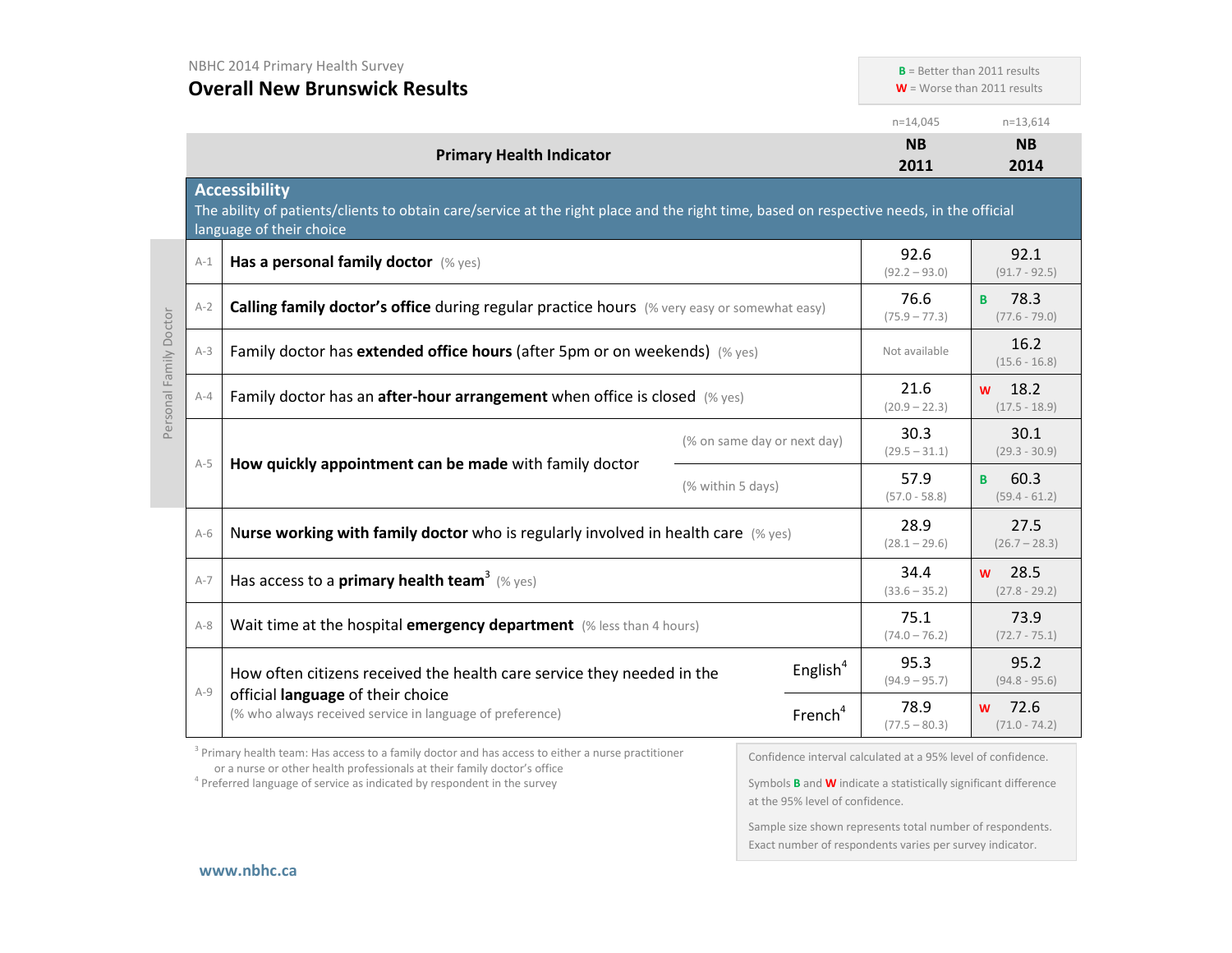NBHC 2014 Primary Health Survey

# Overall New Brunswick Results

**B** = Better than 2011 results
**W** = Worse than 2011 results

| | | Primary Health Indicator | | n=14,045 NB 2011 | n=13,614 NB 2014 |
|---|---|---|---|---|---|
| **Accessibility** — The ability of patients/clients to obtain care/service at the right place and the right time, based on respective needs, in the official language of their choice | | | | | |
| Personal Family Doctor | A-1 | **Has a personal family doctor** (% yes) | | 92.6 (92.2 – 93.0) | 92.1 (91.7 - 92.5) |
| Personal Family Doctor | A-2 | **Calling family doctor's office** during regular practice hours (% very easy or somewhat easy) | | 76.6 (75.9 – 77.3) | B 78.3 (77.6 - 79.0) |
| Personal Family Doctor | A-3 | Family doctor has **extended office hours** (after 5pm or on weekends) (% yes) | | Not available | 16.2 (15.6 - 16.8) |
| Personal Family Doctor | A-4 | Family doctor has an **after-hour arrangement** when office is closed (% yes) | | 21.6 (20.9 – 22.3) | W 18.2 (17.5 - 18.9) |
| Personal Family Doctor | A-5 | **How quickly appointment can be made** with family doctor | (% on same day or next day) | 30.3 (29.5 – 31.1) | 30.1 (29.3 - 30.9) |
| Personal Family Doctor | A-5 | **How quickly appointment can be made** with family doctor | (% within 5 days) | 57.9 (57.0 - 58.8) | B 60.3 (59.4 - 61.2) |
| | A-6 | **Nurse working with family doctor** who is regularly involved in health care (% yes) | | 28.9 (28.1 – 29.6) | 27.5 (26.7 – 28.3) |
| | A-7 | Has access to a **primary health team**[3] (% yes) | | 34.4 (33.6 – 35.2) | W 28.5 (27.8 - 29.2) |
| | A-8 | Wait time at the hospital **emergency department** (% less than 4 hours) | | 75.1 (74.0 – 76.2) | 73.9 (72.7 - 75.1) |
| | A-9 | How often citizens received the health care service they needed in the official **language** of their choice (% who always received service in language of preference) | English[4] | 95.3 (94.9 – 95.7) | 95.2 (94.8 - 95.6) |
| | A-9 | How often citizens received the health care service they needed in the official **language** of their choice (% who always received service in language of preference) | French[4] | 78.9 (77.5 – 80.3) | W 72.6 (71.0 - 74.2) |

[3] Primary health team: Has access to a family doctor and has access to either a nurse practitioner or a nurse or other health professionals at their family doctor's office

[4] Preferred language of service as indicated by respondent in the survey

Confidence interval calculated at a 95% level of confidence.

Symbols **B** and **W** indicate a statistically significant difference at the 95% level of confidence.

Sample size shown represents total number of respondents. Exact number of respondents varies per survey indicator.

www.nbhc.ca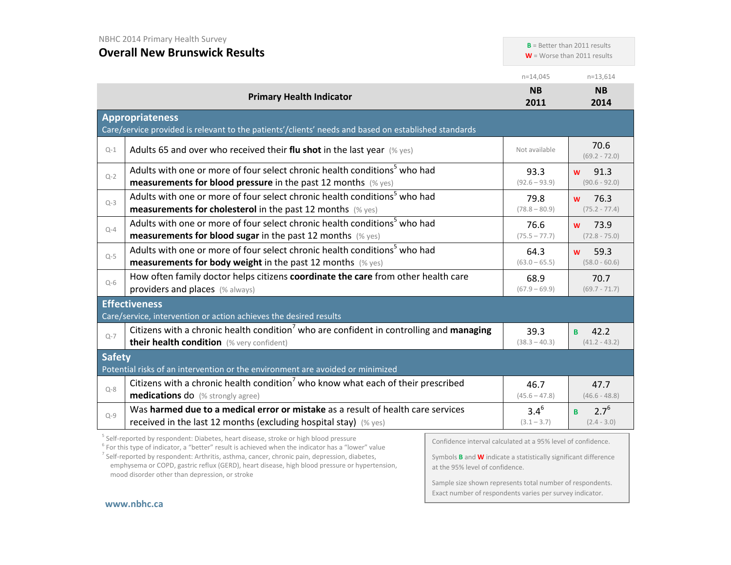NBHC 2014 Primary Health Survey

# Overall New Brunswick Results

**B** = Better than 2011 results
**W** = Worse than 2011 results

| | Primary Health Indicator | NB 2011 (n=14,045) | NB 2014 (n=13,614) |
|---|---|---|---|
| | **Appropriateness** Care/service provided is relevant to the patients'/clients' needs and based on established standards | | |
| Q-1 | Adults 65 and over who received their **flu shot** in the last year (% yes) | Not available | 70.6 (69.2 - 72.0) |
| Q-2 | Adults with one or more of four select chronic health conditions[5] who had **measurements for blood pressure** in the past 12 months (% yes) | 93.3 (92.6 – 93.9) | W 91.3 (90.6 - 92.0) |
| Q-3 | Adults with one or more of four select chronic health conditions[5] who had **measurements for cholesterol** in the past 12 months (% yes) | 79.8 (78.8 – 80.9) | W 76.3 (75.2 - 77.4) |
| Q-4 | Adults with one or more of four select chronic health conditions[5] who had **measurements for blood sugar** in the past 12 months (% yes) | 76.6 (75.5 – 77.7) | W 73.9 (72.8 - 75.0) |
| Q-5 | Adults with one or more of four select chronic health conditions[5] who had **measurements for body weight** in the past 12 months (% yes) | 64.3 (63.0 – 65.5) | W 59.3 (58.0 - 60.6) |
| Q-6 | How often family doctor helps citizens **coordinate the care** from other health care providers and places (% always) | 68.9 (67.9 – 69.9) | 70.7 (69.7 - 71.7) |
| | **Effectiveness** Care/service, intervention or action achieves the desired results | | |
| Q-7 | Citizens with a chronic health condition[7] who are confident in controlling and **managing their health condition** (% very confident) | 39.3 (38.3 – 40.3) | B 42.2 (41.2 - 43.2) |
| | **Safety** Potential risks of an intervention or the environment are avoided or minimized | | |
| Q-8 | Citizens with a chronic health condition[7] who know what each of their prescribed **medications** do (% strongly agree) | 46.7 (45.6 – 47.8) | 47.7 (46.6 - 48.8) |
| Q-9 | Was **harmed due to a medical error or mistake** as a result of health care services received in the last 12 months (excluding hospital stay) (% yes) | 3.4[6] (3.1 – 3.7) | B 2.7[6] (2.4 - 3.0) |

[5] Self-reported by respondent: Diabetes, heart disease, stroke or high blood pressure
[6] For this type of indicator, a "better" result is achieved when the indicator has a "lower" value
[7] Self-reported by respondent: Arthritis, asthma, cancer, chronic pain, depression, diabetes, emphysema or COPD, gastric reflux (GERD), heart disease, high blood pressure or hypertension, mood disorder other than depression, or stroke

Confidence interval calculated at a 95% level of confidence.

Symbols **B** and **W** indicate a statistically significant difference at the 95% level of confidence.

Sample size shown represents total number of respondents. Exact number of respondents varies per survey indicator.

www.nbhc.ca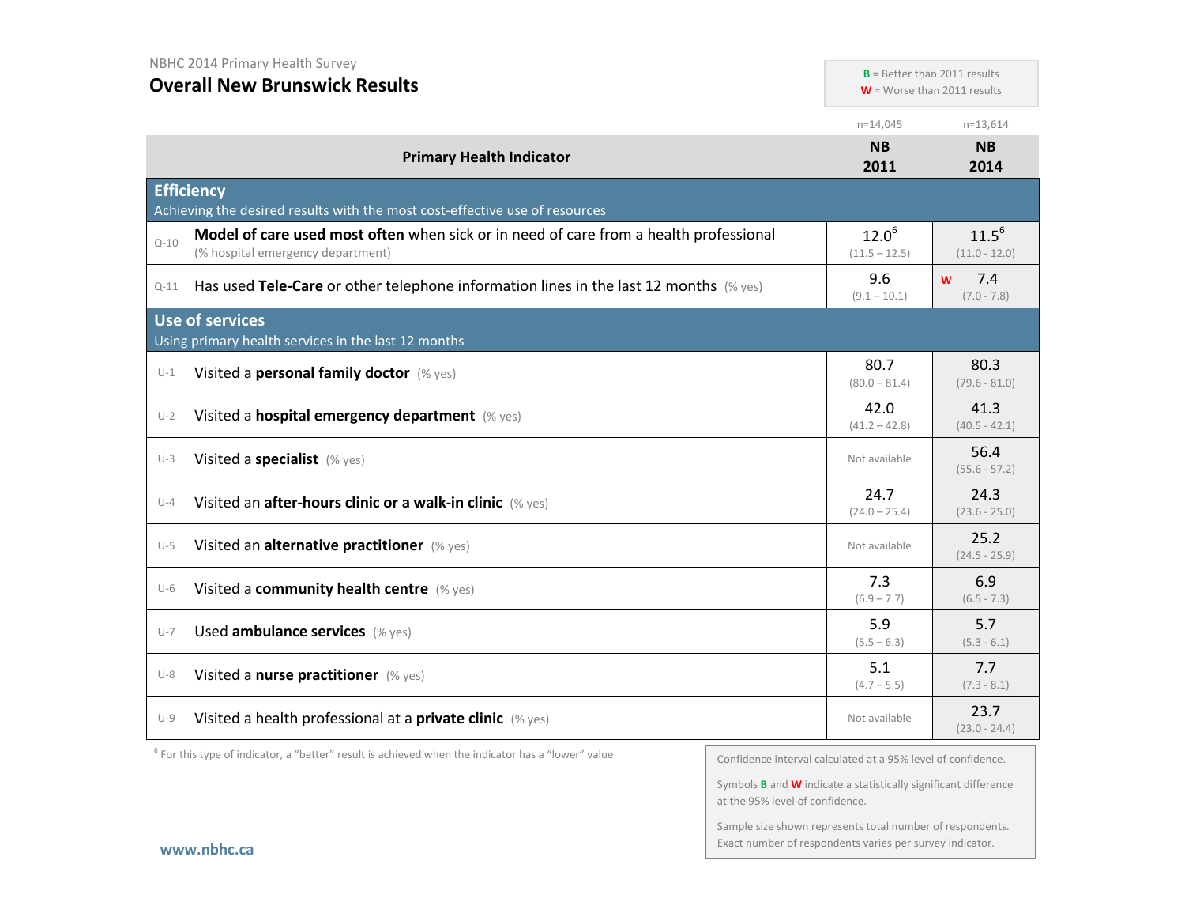NBHC 2014 Primary Health Survey

# Overall New Brunswick Results

**B** = Better than 2011 results
**W** = Worse than 2011 results

| | Primary Health Indicator | NB 2011 (n=14,045) | NB 2014 (n=13,614) |
|---|---|---|---|
| | **Efficiency** Achieving the desired results with the most cost-effective use of resources | | |
| Q-10 | **Model of care used most often** when sick or in need of care from a health professional (% hospital emergency department) | 12.0[6] (11.5 – 12.5) | 11.5[6] (11.0 - 12.0) |
| Q-11 | Has used **Tele-Care** or other telephone information lines in the last 12 months (% yes) | 9.6 (9.1 – 10.1) | W 7.4 (7.0 - 7.8) |
| | **Use of services** Using primary health services in the last 12 months | | |
| U-1 | Visited a **personal family doctor** (% yes) | 80.7 (80.0 – 81.4) | 80.3 (79.6 - 81.0) |
| U-2 | Visited a **hospital emergency department** (% yes) | 42.0 (41.2 – 42.8) | 41.3 (40.5 - 42.1) |
| U-3 | Visited a **specialist** (% yes) | Not available | 56.4 (55.6 - 57.2) |
| U-4 | Visited an **after-hours clinic or a walk-in clinic** (% yes) | 24.7 (24.0 – 25.4) | 24.3 (23.6 - 25.0) |
| U-5 | Visited an **alternative practitioner** (% yes) | Not available | 25.2 (24.5 - 25.9) |
| U-6 | Visited a **community health centre** (% yes) | 7.3 (6.9 – 7.7) | 6.9 (6.5 - 7.3) |
| U-7 | Used **ambulance services** (% yes) | 5.9 (5.5 – 6.3) | 5.7 (5.3 - 6.1) |
| U-8 | Visited a **nurse practitioner** (% yes) | 5.1 (4.7 – 5.5) | 7.7 (7.3 - 8.1) |
| U-9 | Visited a health professional at a **private clinic** (% yes) | Not available | 23.7 (23.0 - 24.4) |

[6] For this type of indicator, a "better" result is achieved when the indicator has a "lower" value

Confidence interval calculated at a 95% level of confidence.

Symbols **B** and **W** indicate a statistically significant difference at the 95% level of confidence.

Sample size shown represents total number of respondents. Exact number of respondents varies per survey indicator.

www.nbhc.ca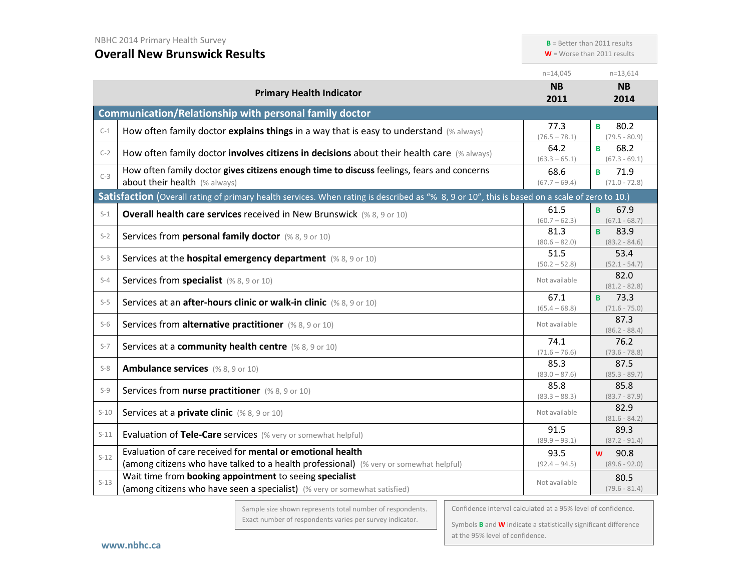NBHC 2014 Primary Health Survey

## Overall New Brunswick Results

**B** = Better than 2011 results
**W** = Worse than 2011 results

| | Primary Health Indicator | NB 2011 (n=14,045) | | NB 2014 (n=13,614) |
|---|---|---|---|---|
| **Communication/Relationship with personal family doctor** | | | | |
| C-1 | How often family doctor **explains things** in a way that is easy to understand (% always) | 77.3 (76.5 – 78.1) | B | 80.2 (79.5 - 80.9) |
| C-2 | How often family doctor **involves citizens in decisions** about their health care (% always) | 64.2 (63.3 – 65.1) | B | 68.2 (67.3 - 69.1) |
| C-3 | How often family doctor **gives citizens enough time to discuss** feelings, fears and concerns about their health (% always) | 68.6 (67.7 – 69.4) | B | 71.9 (71.0 - 72.8) |
| **Satisfaction** (Overall rating of primary health services. When rating is described as "% 8, 9 or 10", this is based on a scale of zero to 10.) | | | | |
| S-1 | **Overall health care services** received in New Brunswick (% 8, 9 or 10) | 61.5 (60.7 – 62.3) | B | 67.9 (67.1 - 68.7) |
| S-2 | Services from **personal family doctor** (% 8, 9 or 10) | 81.3 (80.6 – 82.0) | B | 83.9 (83.2 - 84.6) |
| S-3 | Services at the **hospital emergency department** (% 8, 9 or 10) | 51.5 (50.2 – 52.8) | | 53.4 (52.1 - 54.7) |
| S-4 | Services from **specialist** (% 8, 9 or 10) | Not available | | 82.0 (81.2 - 82.8) |
| S-5 | Services at an **after-hours clinic or walk-in clinic** (% 8, 9 or 10) | 67.1 (65.4 – 68.8) | B | 73.3 (71.6 - 75.0) |
| S-6 | Services from **alternative practitioner** (% 8, 9 or 10) | Not available | | 87.3 (86.2 - 88.4) |
| S-7 | Services at a **community health centre** (% 8, 9 or 10) | 74.1 (71.6 – 76.6) | | 76.2 (73.6 - 78.8) |
| S-8 | **Ambulance services** (% 8, 9 or 10) | 85.3 (83.0 – 87.6) | | 87.5 (85.3 - 89.7) |
| S-9 | Services from **nurse practitioner** (% 8, 9 or 10) | 85.8 (83.3 – 88.3) | | 85.8 (83.7 - 87.9) |
| S-10 | Services at a **private clinic** (% 8, 9 or 10) | Not available | | 82.9 (81.6 - 84.2) |
| S-11 | Evaluation of **Tele-Care** services (% very or somewhat helpful) | 91.5 (89.9 – 93.1) | | 89.3 (87.2 - 91.4) |
| S-12 | Evaluation of care received for **mental or emotional health** (among citizens who have talked to a health professional) (% very or somewhat helpful) | 93.5 (92.4 – 94.5) | W | 90.8 (89.6 - 92.0) |
| S-13 | Wait time from **booking appointment** to seeing **specialist** (among citizens who have seen a specialist) (% very or somewhat satisfied) | Not available | | 80.5 (79.6 - 81.4) |

Sample size shown represents total number of respondents. Exact number of respondents varies per survey indicator.

Confidence interval calculated at a 95% level of confidence.

Symbols **B** and **W** indicate a statistically significant difference at the 95% level of confidence.

www.nbhc.ca